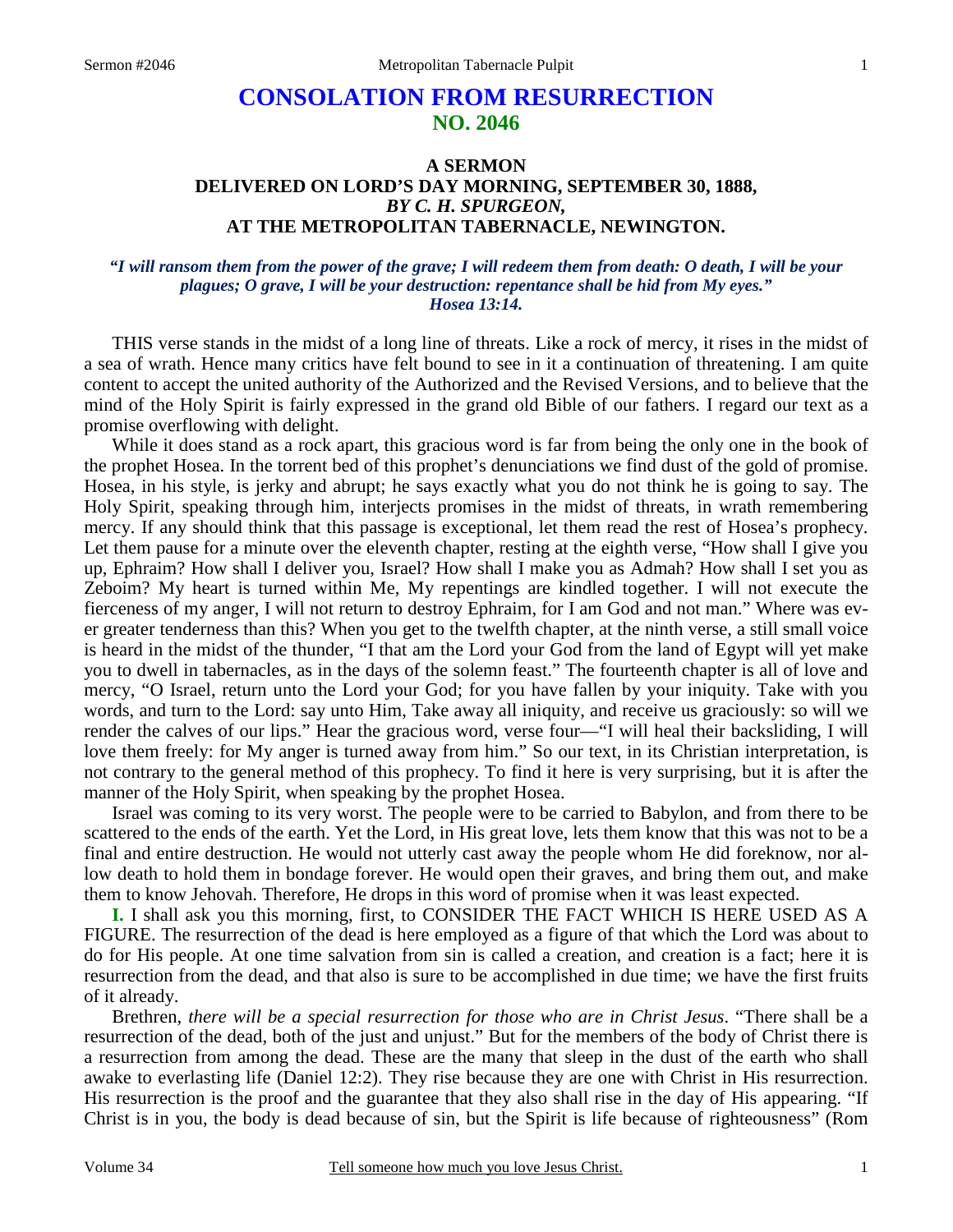# CONSOLATION FROM RESURRECTION
## NO. 2046

### A SERMON
### DELIVERED ON LORD'S DAY MORNING, SEPTEMBER 30, 1888,
### *BY C. H. SPURGEON,*
### AT THE METROPOLITAN TABERNACLE, NEWINGTON.

***"I will ransom them from the power of the grave; I will redeem them from death: O death, I will be your plagues; O grave, I will be your destruction: repentance shall be hid from My eyes." Hosea 13:14.***

THIS verse stands in the midst of a long line of threats. Like a rock of mercy, it rises in the midst of a sea of wrath. Hence many critics have felt bound to see in it a continuation of threatening. I am quite content to accept the united authority of the Authorized and the Revised Versions, and to believe that the mind of the Holy Spirit is fairly expressed in the grand old Bible of our fathers. I regard our text as a promise overflowing with delight.

While it does stand as a rock apart, this gracious word is far from being the only one in the book of the prophet Hosea. In the torrent bed of this prophet's denunciations we find dust of the gold of promise. Hosea, in his style, is jerky and abrupt; he says exactly what you do not think he is going to say. The Holy Spirit, speaking through him, interjects promises in the midst of threats, in wrath remembering mercy. If any should think that this passage is exceptional, let them read the rest of Hosea's prophecy. Let them pause for a minute over the eleventh chapter, resting at the eighth verse, "How shall I give you up, Ephraim? How shall I deliver you, Israel? How shall I make you as Admah? How shall I set you as Zeboim? My heart is turned within Me, My repentings are kindled together. I will not execute the fierceness of my anger, I will not return to destroy Ephraim, for I am God and not man." Where was ever greater tenderness than this? When you get to the twelfth chapter, at the ninth verse, a still small voice is heard in the midst of the thunder, "I that am the Lord your God from the land of Egypt will yet make you to dwell in tabernacles, as in the days of the solemn feast." The fourteenth chapter is all of love and mercy, "O Israel, return unto the Lord your God; for you have fallen by your iniquity. Take with you words, and turn to the Lord: say unto Him, Take away all iniquity, and receive us graciously: so will we render the calves of our lips." Hear the gracious word, verse four—"I will heal their backsliding, I will love them freely: for My anger is turned away from him." So our text, in its Christian interpretation, is not contrary to the general method of this prophecy. To find it here is very surprising, but it is after the manner of the Holy Spirit, when speaking by the prophet Hosea.

Israel was coming to its very worst. The people were to be carried to Babylon, and from there to be scattered to the ends of the earth. Yet the Lord, in His great love, lets them know that this was not to be a final and entire destruction. He would not utterly cast away the people whom He did foreknow, nor allow death to hold them in bondage forever. He would open their graves, and bring them out, and make them to know Jehovah. Therefore, He drops in this word of promise when it was least expected.

**I.** I shall ask you this morning, first, to CONSIDER THE FACT WHICH IS HERE USED AS A FIGURE. The resurrection of the dead is here employed as a figure of that which the Lord was about to do for His people. At one time salvation from sin is called a creation, and creation is a fact; here it is resurrection from the dead, and that also is sure to be accomplished in due time; we have the first fruits of it already.

Brethren, *there will be a special resurrection for those who are in Christ Jesus*. "There shall be a resurrection of the dead, both of the just and unjust." But for the members of the body of Christ there is a resurrection from among the dead. These are the many that sleep in the dust of the earth who shall awake to everlasting life (Daniel 12:2). They rise because they are one with Christ in His resurrection. His resurrection is the proof and the guarantee that they also shall rise in the day of His appearing. "If Christ is in you, the body is dead because of sin, but the Spirit is life because of righteousness" (Rom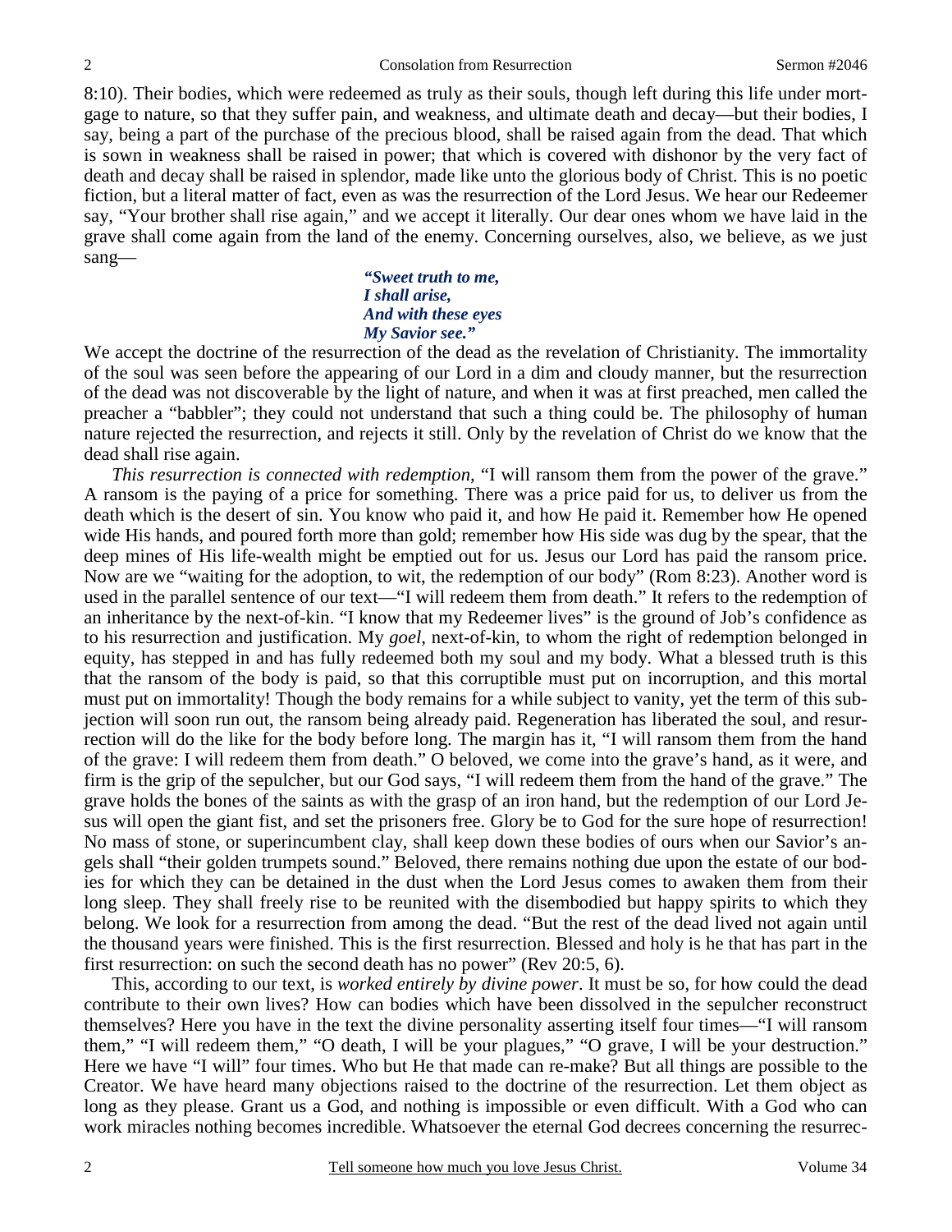8:10). Their bodies, which were redeemed as truly as their souls, though left during this life under mortgage to nature, so that they suffer pain, and weakness, and ultimate death and decay—but their bodies, I say, being a part of the purchase of the precious blood, shall be raised again from the dead. That which is sown in weakness shall be raised in power; that which is covered with dishonor by the very fact of death and decay shall be raised in splendor, made like unto the glorious body of Christ. This is no poetic fiction, but a literal matter of fact, even as was the resurrection of the Lord Jesus. We hear our Redeemer say, "Your brother shall rise again," and we accept it literally. Our dear ones whom we have laid in the grave shall come again from the land of the enemy. Concerning ourselves, also, we believe, as we just sang—

> ***"Sweet truth to me,***
> ***I shall arise,***
> ***And with these eyes***
> ***My Savior see."***

We accept the doctrine of the resurrection of the dead as the revelation of Christianity. The immortality of the soul was seen before the appearing of our Lord in a dim and cloudy manner, but the resurrection of the dead was not discoverable by the light of nature, and when it was at first preached, men called the preacher a "babbler"; they could not understand that such a thing could be. The philosophy of human nature rejected the resurrection, and rejects it still. Only by the revelation of Christ do we know that the dead shall rise again.

*This resurrection is connected with redemption,* "I will ransom them from the power of the grave." A ransom is the paying of a price for something. There was a price paid for us, to deliver us from the death which is the desert of sin. You know who paid it, and how He paid it. Remember how He opened wide His hands, and poured forth more than gold; remember how His side was dug by the spear, that the deep mines of His life-wealth might be emptied out for us. Jesus our Lord has paid the ransom price. Now are we "waiting for the adoption, to wit, the redemption of our body" (Rom 8:23). Another word is used in the parallel sentence of our text—"I will redeem them from death." It refers to the redemption of an inheritance by the next-of-kin. "I know that my Redeemer lives" is the ground of Job's confidence as to his resurrection and justification. My *goel,* next-of-kin, to whom the right of redemption belonged in equity, has stepped in and has fully redeemed both my soul and my body. What a blessed truth is this that the ransom of the body is paid, so that this corruptible must put on incorruption, and this mortal must put on immortality! Though the body remains for a while subject to vanity, yet the term of this subjection will soon run out, the ransom being already paid. Regeneration has liberated the soul, and resurrection will do the like for the body before long. The margin has it, "I will ransom them from the hand of the grave: I will redeem them from death." O beloved, we come into the grave's hand, as it were, and firm is the grip of the sepulcher, but our God says, "I will redeem them from the hand of the grave." The grave holds the bones of the saints as with the grasp of an iron hand, but the redemption of our Lord Jesus will open the giant fist, and set the prisoners free. Glory be to God for the sure hope of resurrection! No mass of stone, or superincumbent clay, shall keep down these bodies of ours when our Savior's angels shall "their golden trumpets sound." Beloved, there remains nothing due upon the estate of our bodies for which they can be detained in the dust when the Lord Jesus comes to awaken them from their long sleep. They shall freely rise to be reunited with the disembodied but happy spirits to which they belong. We look for a resurrection from among the dead. "But the rest of the dead lived not again until the thousand years were finished. This is the first resurrection. Blessed and holy is he that has part in the first resurrection: on such the second death has no power" (Rev 20:5, 6).

This, according to our text, is *worked entirely by divine power*. It must be so, for how could the dead contribute to their own lives? How can bodies which have been dissolved in the sepulcher reconstruct themselves? Here you have in the text the divine personality asserting itself four times—"I will ransom them," "I will redeem them," "O death, I will be your plagues," "O grave, I will be your destruction." Here we have "I will" four times. Who but He that made can re-make? But all things are possible to the Creator. We have heard many objections raised to the doctrine of the resurrection. Let them object as long as they please. Grant us a God, and nothing is impossible or even difficult. With a God who can work miracles nothing becomes incredible. Whatsoever the eternal God decrees concerning the resurrec-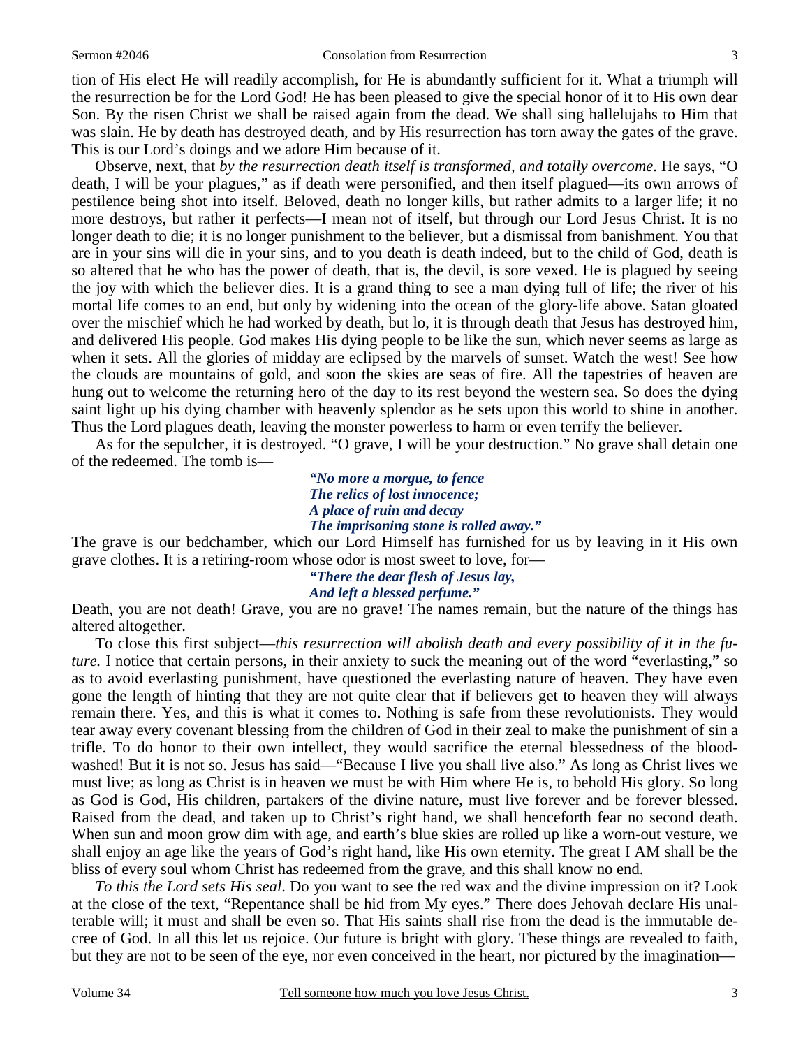tion of His elect He will readily accomplish, for He is abundantly sufficient for it. What a triumph will the resurrection be for the Lord God! He has been pleased to give the special honor of it to His own dear Son. By the risen Christ we shall be raised again from the dead. We shall sing hallelujahs to Him that was slain. He by death has destroyed death, and by His resurrection has torn away the gates of the grave. This is our Lord's doings and we adore Him because of it.

Observe, next, that *by the resurrection death itself is transformed, and totally overcome*. He says, "O death, I will be your plagues," as if death were personified, and then itself plagued—its own arrows of pestilence being shot into itself. Beloved, death no longer kills, but rather admits to a larger life; it no more destroys, but rather it perfects—I mean not of itself, but through our Lord Jesus Christ. It is no longer death to die; it is no longer punishment to the believer, but a dismissal from banishment. You that are in your sins will die in your sins, and to you death is death indeed, but to the child of God, death is so altered that he who has the power of death, that is, the devil, is sore vexed. He is plagued by seeing the joy with which the believer dies. It is a grand thing to see a man dying full of life; the river of his mortal life comes to an end, but only by widening into the ocean of the glory-life above. Satan gloated over the mischief which he had worked by death, but lo, it is through death that Jesus has destroyed him, and delivered His people. God makes His dying people to be like the sun, which never seems as large as when it sets. All the glories of midday are eclipsed by the marvels of sunset. Watch the west! See how the clouds are mountains of gold, and soon the skies are seas of fire. All the tapestries of heaven are hung out to welcome the returning hero of the day to its rest beyond the western sea. So does the dying saint light up his dying chamber with heavenly splendor as he sets upon this world to shine in another. Thus the Lord plagues death, leaving the monster powerless to harm or even terrify the believer.

As for the sepulcher, it is destroyed. "O grave, I will be your destruction." No grave shall detain one of the redeemed. The tomb is—

> ***"No more a morgue, to fence***
> ***The relics of lost innocence;***
> ***A place of ruin and decay***
> ***The imprisoning stone is rolled away."***

The grave is our bedchamber, which our Lord Himself has furnished for us by leaving in it His own grave clothes. It is a retiring-room whose odor is most sweet to love, for—

> ***"There the dear flesh of Jesus lay,***
> ***And left a blessed perfume."***

Death, you are not death! Grave, you are no grave! The names remain, but the nature of the things has altered altogether.

To close this first subject—*this resurrection will abolish death and every possibility of it in the future.* I notice that certain persons, in their anxiety to suck the meaning out of the word "everlasting," so as to avoid everlasting punishment, have questioned the everlasting nature of heaven. They have even gone the length of hinting that they are not quite clear that if believers get to heaven they will always remain there. Yes, and this is what it comes to. Nothing is safe from these revolutionists. They would tear away every covenant blessing from the children of God in their zeal to make the punishment of sin a trifle. To do honor to their own intellect, they would sacrifice the eternal blessedness of the blood-washed! But it is not so. Jesus has said—"Because I live you shall live also." As long as Christ lives we must live; as long as Christ is in heaven we must be with Him where He is, to behold His glory. So long as God is God, His children, partakers of the divine nature, must live forever and be forever blessed. Raised from the dead, and taken up to Christ's right hand, we shall henceforth fear no second death. When sun and moon grow dim with age, and earth's blue skies are rolled up like a worn-out vesture, we shall enjoy an age like the years of God's right hand, like His own eternity. The great I AM shall be the bliss of every soul whom Christ has redeemed from the grave, and this shall know no end.

*To this the Lord sets His seal*. Do you want to see the red wax and the divine impression on it? Look at the close of the text, "Repentance shall be hid from My eyes." There does Jehovah declare His unalterable will; it must and shall be even so. That His saints shall rise from the dead is the immutable decree of God. In all this let us rejoice. Our future is bright with glory. These things are revealed to faith, but they are not to be seen of the eye, nor even conceived in the heart, nor pictured by the imagination—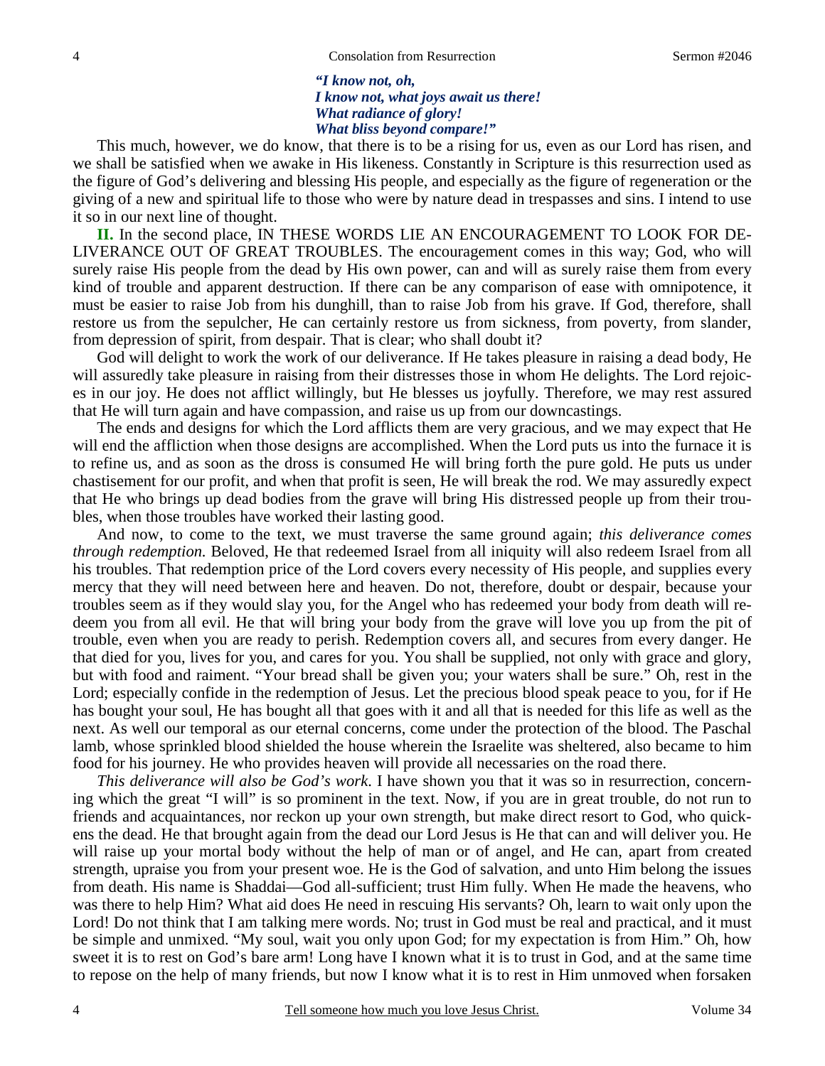*"I know not, oh,*
*I know not, what joys await us there!*
*What radiance of glory!*
*What bliss beyond compare!"*

This much, however, we do know, that there is to be a rising for us, even as our Lord has risen, and we shall be satisfied when we awake in His likeness. Constantly in Scripture is this resurrection used as the figure of God's delivering and blessing His people, and especially as the figure of regeneration or the giving of a new and spiritual life to those who were by nature dead in trespasses and sins. I intend to use it so in our next line of thought.

**II.** In the second place, IN THESE WORDS LIE AN ENCOURAGEMENT TO LOOK FOR DELIVERANCE OUT OF GREAT TROUBLES. The encouragement comes in this way; God, who will surely raise His people from the dead by His own power, can and will as surely raise them from every kind of trouble and apparent destruction. If there can be any comparison of ease with omnipotence, it must be easier to raise Job from his dunghill, than to raise Job from his grave. If God, therefore, shall restore us from the sepulcher, He can certainly restore us from sickness, from poverty, from slander, from depression of spirit, from despair. That is clear; who shall doubt it?

God will delight to work the work of our deliverance. If He takes pleasure in raising a dead body, He will assuredly take pleasure in raising from their distresses those in whom He delights. The Lord rejoices in our joy. He does not afflict willingly, but He blesses us joyfully. Therefore, we may rest assured that He will turn again and have compassion, and raise us up from our downcastings.

The ends and designs for which the Lord afflicts them are very gracious, and we may expect that He will end the affliction when those designs are accomplished. When the Lord puts us into the furnace it is to refine us, and as soon as the dross is consumed He will bring forth the pure gold. He puts us under chastisement for our profit, and when that profit is seen, He will break the rod. We may assuredly expect that He who brings up dead bodies from the grave will bring His distressed people up from their troubles, when those troubles have worked their lasting good.

And now, to come to the text, we must traverse the same ground again; *this deliverance comes through redemption.* Beloved, He that redeemed Israel from all iniquity will also redeem Israel from all his troubles. That redemption price of the Lord covers every necessity of His people, and supplies every mercy that they will need between here and heaven. Do not, therefore, doubt or despair, because your troubles seem as if they would slay you, for the Angel who has redeemed your body from death will redeem you from all evil. He that will bring your body from the grave will love you up from the pit of trouble, even when you are ready to perish. Redemption covers all, and secures from every danger. He that died for you, lives for you, and cares for you. You shall be supplied, not only with grace and glory, but with food and raiment. "Your bread shall be given you; your waters shall be sure." Oh, rest in the Lord; especially confide in the redemption of Jesus. Let the precious blood speak peace to you, for if He has bought your soul, He has bought all that goes with it and all that is needed for this life as well as the next. As well our temporal as our eternal concerns, come under the protection of the blood. The Paschal lamb, whose sprinkled blood shielded the house wherein the Israelite was sheltered, also became to him food for his journey. He who provides heaven will provide all necessaries on the road there.

*This deliverance will also be God's work*. I have shown you that it was so in resurrection, concerning which the great "I will" is so prominent in the text. Now, if you are in great trouble, do not run to friends and acquaintances, nor reckon up your own strength, but make direct resort to God, who quickens the dead. He that brought again from the dead our Lord Jesus is He that can and will deliver you. He will raise up your mortal body without the help of man or of angel, and He can, apart from created strength, upraise you from your present woe. He is the God of salvation, and unto Him belong the issues from death. His name is Shaddai—God all-sufficient; trust Him fully. When He made the heavens, who was there to help Him? What aid does He need in rescuing His servants? Oh, learn to wait only upon the Lord! Do not think that I am talking mere words. No; trust in God must be real and practical, and it must be simple and unmixed. "My soul, wait you only upon God; for my expectation is from Him." Oh, how sweet it is to rest on God's bare arm! Long have I known what it is to trust in God, and at the same time to repose on the help of many friends, but now I know what it is to rest in Him unmoved when forsaken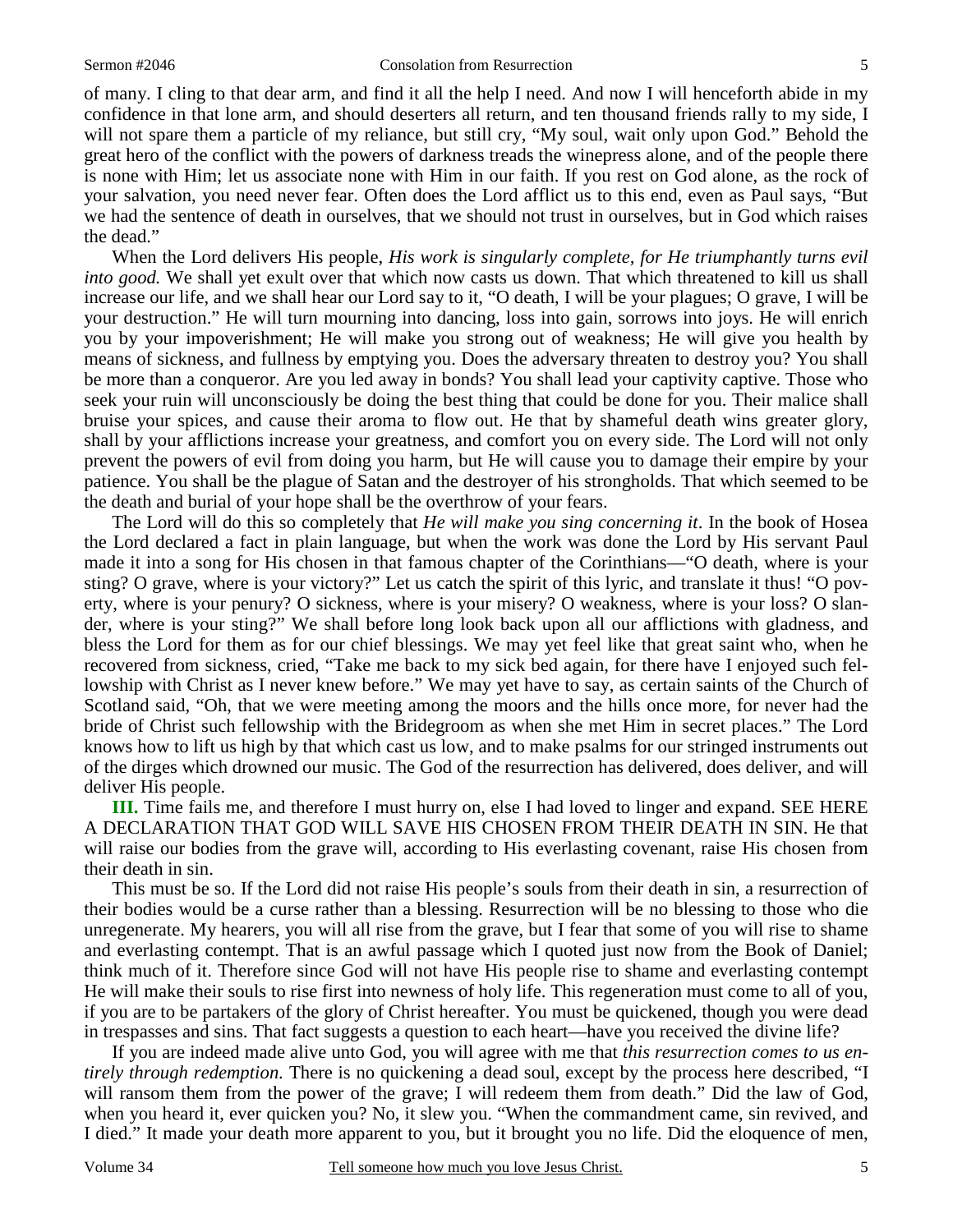of many. I cling to that dear arm, and find it all the help I need. And now I will henceforth abide in my confidence in that lone arm, and should deserters all return, and ten thousand friends rally to my side, I will not spare them a particle of my reliance, but still cry, "My soul, wait only upon God." Behold the great hero of the conflict with the powers of darkness treads the winepress alone, and of the people there is none with Him; let us associate none with Him in our faith. If you rest on God alone, as the rock of your salvation, you need never fear. Often does the Lord afflict us to this end, even as Paul says, "But we had the sentence of death in ourselves, that we should not trust in ourselves, but in God which raises the dead."

When the Lord delivers His people, *His work is singularly complete, for He triumphantly turns evil into good.* We shall yet exult over that which now casts us down. That which threatened to kill us shall increase our life, and we shall hear our Lord say to it, "O death, I will be your plagues; O grave, I will be your destruction." He will turn mourning into dancing, loss into gain, sorrows into joys. He will enrich you by your impoverishment; He will make you strong out of weakness; He will give you health by means of sickness, and fullness by emptying you. Does the adversary threaten to destroy you? You shall be more than a conqueror. Are you led away in bonds? You shall lead your captivity captive. Those who seek your ruin will unconsciously be doing the best thing that could be done for you. Their malice shall bruise your spices, and cause their aroma to flow out. He that by shameful death wins greater glory, shall by your afflictions increase your greatness, and comfort you on every side. The Lord will not only prevent the powers of evil from doing you harm, but He will cause you to damage their empire by your patience. You shall be the plague of Satan and the destroyer of his strongholds. That which seemed to be the death and burial of your hope shall be the overthrow of your fears.

The Lord will do this so completely that *He will make you sing concerning it*. In the book of Hosea the Lord declared a fact in plain language, but when the work was done the Lord by His servant Paul made it into a song for His chosen in that famous chapter of the Corinthians—"O death, where is your sting? O grave, where is your victory?" Let us catch the spirit of this lyric, and translate it thus! "O poverty, where is your penury? O sickness, where is your misery? O weakness, where is your loss? O slander, where is your sting?" We shall before long look back upon all our afflictions with gladness, and bless the Lord for them as for our chief blessings. We may yet feel like that great saint who, when he recovered from sickness, cried, "Take me back to my sick bed again, for there have I enjoyed such fellowship with Christ as I never knew before." We may yet have to say, as certain saints of the Church of Scotland said, "Oh, that we were meeting among the moors and the hills once more, for never had the bride of Christ such fellowship with the Bridegroom as when she met Him in secret places." The Lord knows how to lift us high by that which cast us low, and to make psalms for our stringed instruments out of the dirges which drowned our music. The God of the resurrection has delivered, does deliver, and will deliver His people.

**III.** Time fails me, and therefore I must hurry on, else I had loved to linger and expand. SEE HERE A DECLARATION THAT GOD WILL SAVE HIS CHOSEN FROM THEIR DEATH IN SIN. He that will raise our bodies from the grave will, according to His everlasting covenant, raise His chosen from their death in sin.

This must be so. If the Lord did not raise His people's souls from their death in sin, a resurrection of their bodies would be a curse rather than a blessing. Resurrection will be no blessing to those who die unregenerate. My hearers, you will all rise from the grave, but I fear that some of you will rise to shame and everlasting contempt. That is an awful passage which I quoted just now from the Book of Daniel; think much of it. Therefore since God will not have His people rise to shame and everlasting contempt He will make their souls to rise first into newness of holy life. This regeneration must come to all of you, if you are to be partakers of the glory of Christ hereafter. You must be quickened, though you were dead in trespasses and sins. That fact suggests a question to each heart—have you received the divine life?

If you are indeed made alive unto God, you will agree with me that *this resurrection comes to us entirely through redemption.* There is no quickening a dead soul, except by the process here described, "I will ransom them from the power of the grave; I will redeem them from death." Did the law of God, when you heard it, ever quicken you? No, it slew you. "When the commandment came, sin revived, and I died." It made your death more apparent to you, but it brought you no life. Did the eloquence of men,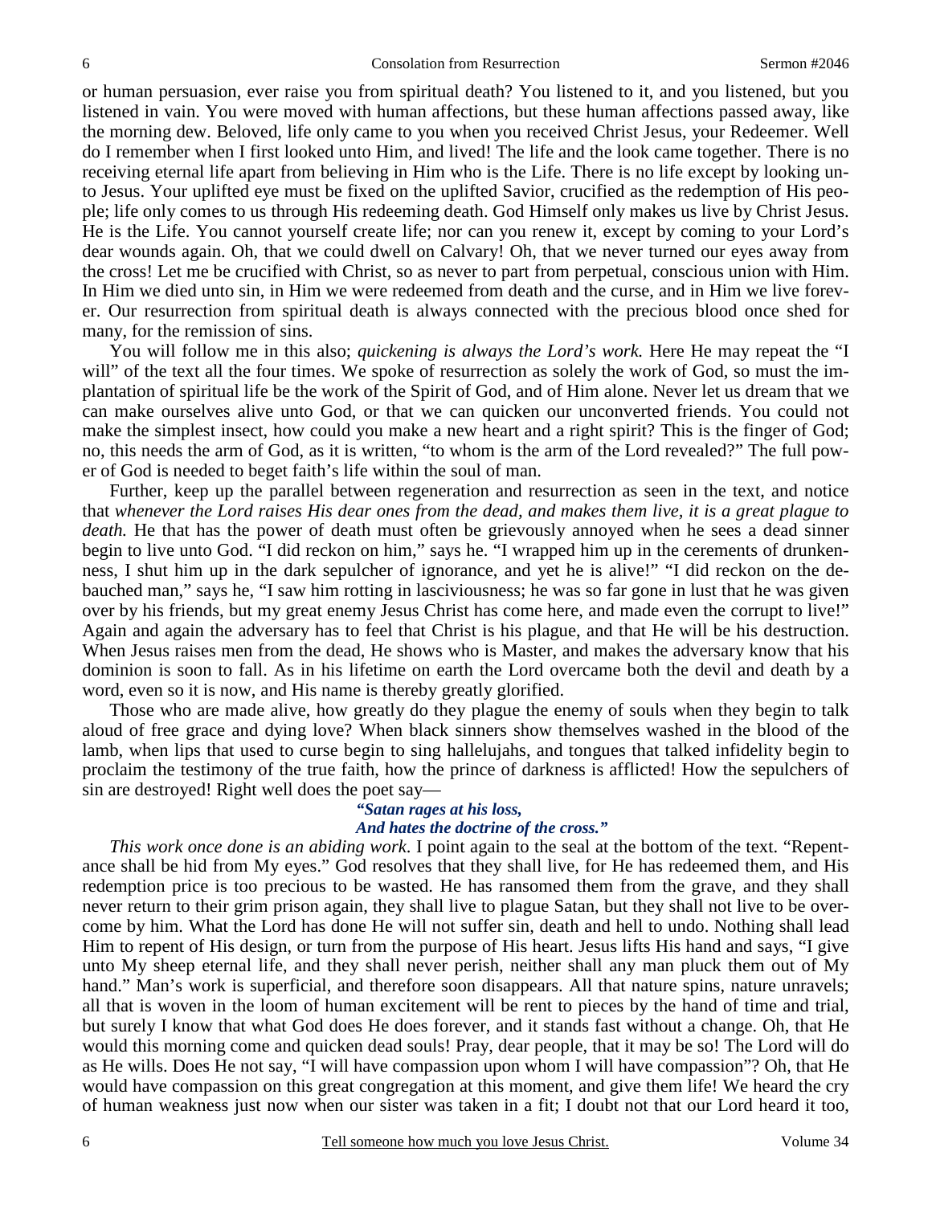or human persuasion, ever raise you from spiritual death? You listened to it, and you listened, but you listened in vain. You were moved with human affections, but these human affections passed away, like the morning dew. Beloved, life only came to you when you received Christ Jesus, your Redeemer. Well do I remember when I first looked unto Him, and lived! The life and the look came together. There is no receiving eternal life apart from believing in Him who is the Life. There is no life except by looking unto Jesus. Your uplifted eye must be fixed on the uplifted Savior, crucified as the redemption of His people; life only comes to us through His redeeming death. God Himself only makes us live by Christ Jesus. He is the Life. You cannot yourself create life; nor can you renew it, except by coming to your Lord's dear wounds again. Oh, that we could dwell on Calvary! Oh, that we never turned our eyes away from the cross! Let me be crucified with Christ, so as never to part from perpetual, conscious union with Him. In Him we died unto sin, in Him we were redeemed from death and the curse, and in Him we live forever. Our resurrection from spiritual death is always connected with the precious blood once shed for many, for the remission of sins.

You will follow me in this also; *quickening is always the Lord's work.* Here He may repeat the "I will" of the text all the four times. We spoke of resurrection as solely the work of God, so must the implantation of spiritual life be the work of the Spirit of God, and of Him alone. Never let us dream that we can make ourselves alive unto God, or that we can quicken our unconverted friends. You could not make the simplest insect, how could you make a new heart and a right spirit? This is the finger of God; no, this needs the arm of God, as it is written, "to whom is the arm of the Lord revealed?" The full power of God is needed to beget faith's life within the soul of man.

Further, keep up the parallel between regeneration and resurrection as seen in the text, and notice that *whenever the Lord raises His dear ones from the dead, and makes them live, it is a great plague to death.* He that has the power of death must often be grievously annoyed when he sees a dead sinner begin to live unto God. "I did reckon on him," says he. "I wrapped him up in the cerements of drunkenness, I shut him up in the dark sepulcher of ignorance, and yet he is alive!" "I did reckon on the debauched man," says he, "I saw him rotting in lasciviousness; he was so far gone in lust that he was given over by his friends, but my great enemy Jesus Christ has come here, and made even the corrupt to live!" Again and again the adversary has to feel that Christ is his plague, and that He will be his destruction. When Jesus raises men from the dead, He shows who is Master, and makes the adversary know that his dominion is soon to fall. As in his lifetime on earth the Lord overcame both the devil and death by a word, even so it is now, and His name is thereby greatly glorified.

Those who are made alive, how greatly do they plague the enemy of souls when they begin to talk aloud of free grace and dying love? When black sinners show themselves washed in the blood of the lamb, when lips that used to curse begin to sing hallelujahs, and tongues that talked infidelity begin to proclaim the testimony of the true faith, how the prince of darkness is afflicted! How the sepulchers of sin are destroyed! Right well does the poet say—

> ***"Satan rages at his loss,***
> ***And hates the doctrine of the cross."***

*This work once done is an abiding work*. I point again to the seal at the bottom of the text. "Repentance shall be hid from My eyes." God resolves that they shall live, for He has redeemed them, and His redemption price is too precious to be wasted. He has ransomed them from the grave, and they shall never return to their grim prison again, they shall live to plague Satan, but they shall not live to be overcome by him. What the Lord has done He will not suffer sin, death and hell to undo. Nothing shall lead Him to repent of His design, or turn from the purpose of His heart. Jesus lifts His hand and says, "I give unto My sheep eternal life, and they shall never perish, neither shall any man pluck them out of My hand." Man's work is superficial, and therefore soon disappears. All that nature spins, nature unravels; all that is woven in the loom of human excitement will be rent to pieces by the hand of time and trial, but surely I know that what God does He does forever, and it stands fast without a change. Oh, that He would this morning come and quicken dead souls! Pray, dear people, that it may be so! The Lord will do as He wills. Does He not say, "I will have compassion upon whom I will have compassion"? Oh, that He would have compassion on this great congregation at this moment, and give them life! We heard the cry of human weakness just now when our sister was taken in a fit; I doubt not that our Lord heard it too,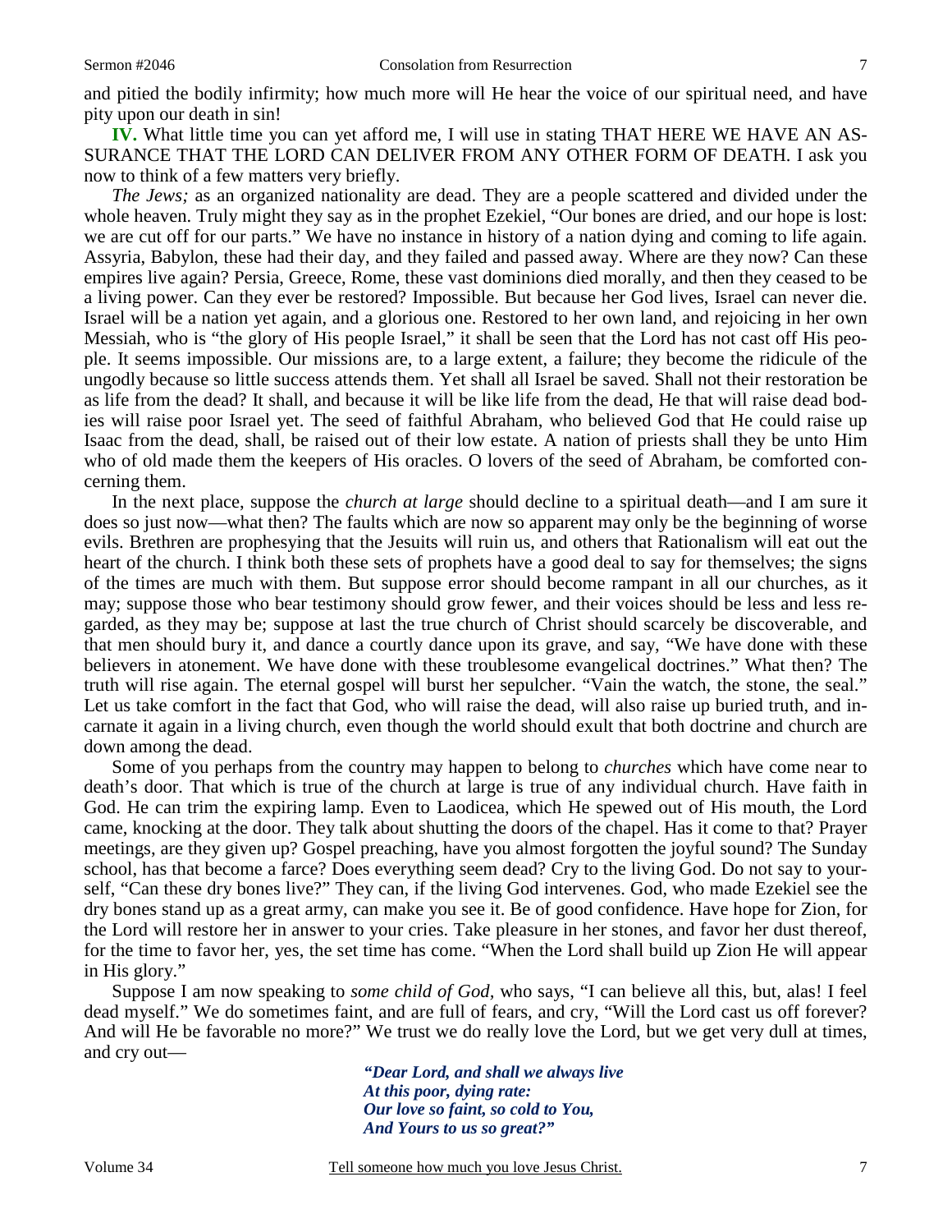and pitied the bodily infirmity; how much more will He hear the voice of our spiritual need, and have pity upon our death in sin!

**IV.** What little time you can yet afford me, I will use in stating THAT HERE WE HAVE AN ASSURANCE THAT THE LORD CAN DELIVER FROM ANY OTHER FORM OF DEATH. I ask you now to think of a few matters very briefly.

*The Jews;* as an organized nationality are dead. They are a people scattered and divided under the whole heaven. Truly might they say as in the prophet Ezekiel, "Our bones are dried, and our hope is lost: we are cut off for our parts." We have no instance in history of a nation dying and coming to life again. Assyria, Babylon, these had their day, and they failed and passed away. Where are they now? Can these empires live again? Persia, Greece, Rome, these vast dominions died morally, and then they ceased to be a living power. Can they ever be restored? Impossible. But because her God lives, Israel can never die. Israel will be a nation yet again, and a glorious one. Restored to her own land, and rejoicing in her own Messiah, who is "the glory of His people Israel," it shall be seen that the Lord has not cast off His people. It seems impossible. Our missions are, to a large extent, a failure; they become the ridicule of the ungodly because so little success attends them. Yet shall all Israel be saved. Shall not their restoration be as life from the dead? It shall, and because it will be like life from the dead, He that will raise dead bodies will raise poor Israel yet. The seed of faithful Abraham, who believed God that He could raise up Isaac from the dead, shall, be raised out of their low estate. A nation of priests shall they be unto Him who of old made them the keepers of His oracles. O lovers of the seed of Abraham, be comforted concerning them.

In the next place, suppose the *church at large* should decline to a spiritual death—and I am sure it does so just now—what then? The faults which are now so apparent may only be the beginning of worse evils. Brethren are prophesying that the Jesuits will ruin us, and others that Rationalism will eat out the heart of the church. I think both these sets of prophets have a good deal to say for themselves; the signs of the times are much with them. But suppose error should become rampant in all our churches, as it may; suppose those who bear testimony should grow fewer, and their voices should be less and less regarded, as they may be; suppose at last the true church of Christ should scarcely be discoverable, and that men should bury it, and dance a courtly dance upon its grave, and say, "We have done with these believers in atonement. We have done with these troublesome evangelical doctrines." What then? The truth will rise again. The eternal gospel will burst her sepulcher. "Vain the watch, the stone, the seal." Let us take comfort in the fact that God, who will raise the dead, will also raise up buried truth, and incarnate it again in a living church, even though the world should exult that both doctrine and church are down among the dead.

Some of you perhaps from the country may happen to belong to *churches* which have come near to death's door. That which is true of the church at large is true of any individual church. Have faith in God. He can trim the expiring lamp. Even to Laodicea, which He spewed out of His mouth, the Lord came, knocking at the door. They talk about shutting the doors of the chapel. Has it come to that? Prayer meetings, are they given up? Gospel preaching, have you almost forgotten the joyful sound? The Sunday school, has that become a farce? Does everything seem dead? Cry to the living God. Do not say to yourself, "Can these dry bones live?" They can, if the living God intervenes. God, who made Ezekiel see the dry bones stand up as a great army, can make you see it. Be of good confidence. Have hope for Zion, for the Lord will restore her in answer to your cries. Take pleasure in her stones, and favor her dust thereof, for the time to favor her, yes, the set time has come. "When the Lord shall build up Zion He will appear in His glory."

Suppose I am now speaking to *some child of God,* who says, "I can believe all this, but, alas! I feel dead myself." We do sometimes faint, and are full of fears, and cry, "Will the Lord cast us off forever? And will He be favorable no more?" We trust we do really love the Lord, but we get very dull at times, and cry out—

> ***"Dear Lord, and shall we always live***
> ***At this poor, dying rate:***
> ***Our love so faint, so cold to You,***
> ***And Yours to us so great?"***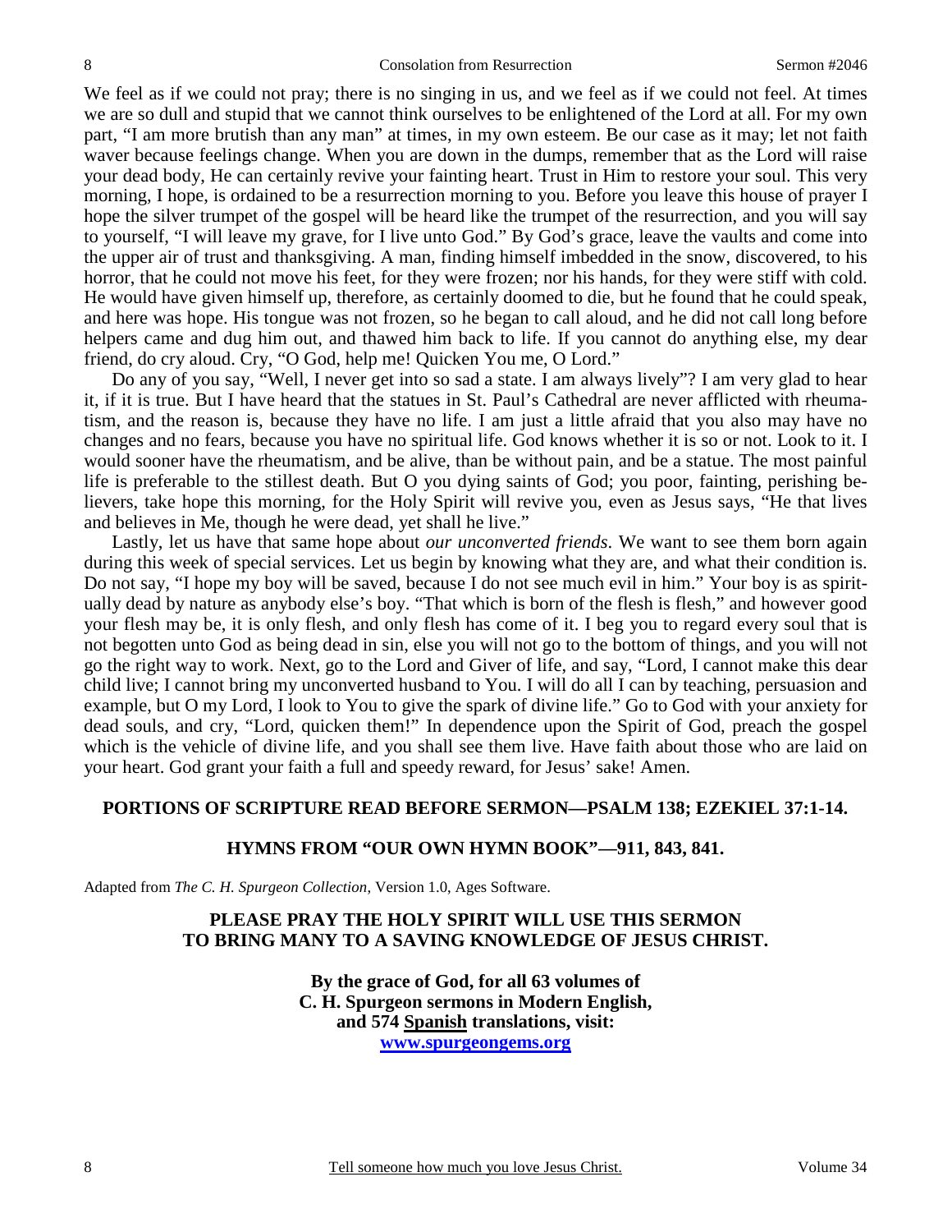We feel as if we could not pray; there is no singing in us, and we feel as if we could not feel. At times we are so dull and stupid that we cannot think ourselves to be enlightened of the Lord at all. For my own part, "I am more brutish than any man" at times, in my own esteem. Be our case as it may; let not faith waver because feelings change. When you are down in the dumps, remember that as the Lord will raise your dead body, He can certainly revive your fainting heart. Trust in Him to restore your soul. This very morning, I hope, is ordained to be a resurrection morning to you. Before you leave this house of prayer I hope the silver trumpet of the gospel will be heard like the trumpet of the resurrection, and you will say to yourself, "I will leave my grave, for I live unto God." By God's grace, leave the vaults and come into the upper air of trust and thanksgiving. A man, finding himself imbedded in the snow, discovered, to his horror, that he could not move his feet, for they were frozen; nor his hands, for they were stiff with cold. He would have given himself up, therefore, as certainly doomed to die, but he found that he could speak, and here was hope. His tongue was not frozen, so he began to call aloud, and he did not call long before helpers came and dug him out, and thawed him back to life. If you cannot do anything else, my dear friend, do cry aloud. Cry, "O God, help me! Quicken You me, O Lord."

Do any of you say, "Well, I never get into so sad a state. I am always lively"? I am very glad to hear it, if it is true. But I have heard that the statues in St. Paul's Cathedral are never afflicted with rheumatism, and the reason is, because they have no life. I am just a little afraid that you also may have no changes and no fears, because you have no spiritual life. God knows whether it is so or not. Look to it. I would sooner have the rheumatism, and be alive, than be without pain, and be a statue. The most painful life is preferable to the stillest death. But O you dying saints of God; you poor, fainting, perishing believers, take hope this morning, for the Holy Spirit will revive you, even as Jesus says, "He that lives and believes in Me, though he were dead, yet shall he live."

Lastly, let us have that same hope about *our unconverted friends*. We want to see them born again during this week of special services. Let us begin by knowing what they are, and what their condition is. Do not say, "I hope my boy will be saved, because I do not see much evil in him." Your boy is as spiritually dead by nature as anybody else's boy. "That which is born of the flesh is flesh," and however good your flesh may be, it is only flesh, and only flesh has come of it. I beg you to regard every soul that is not begotten unto God as being dead in sin, else you will not go to the bottom of things, and you will not go the right way to work. Next, go to the Lord and Giver of life, and say, "Lord, I cannot make this dear child live; I cannot bring my unconverted husband to You. I will do all I can by teaching, persuasion and example, but O my Lord, I look to You to give the spark of divine life." Go to God with your anxiety for dead souls, and cry, "Lord, quicken them!" In dependence upon the Spirit of God, preach the gospel which is the vehicle of divine life, and you shall see them live. Have faith about those who are laid on your heart. God grant your faith a full and speedy reward, for Jesus' sake! Amen.

**PORTIONS OF SCRIPTURE READ BEFORE SERMON—PSALM 138; EZEKIEL 37:1-14.**

**HYMNS FROM "OUR OWN HYMN BOOK"—911, 843, 841.**

Adapted from *The C. H. Spurgeon Collection*, Version 1.0, Ages Software.

**PLEASE PRAY THE HOLY SPIRIT WILL USE THIS SERMON TO BRING MANY TO A SAVING KNOWLEDGE OF JESUS CHRIST.**

**By the grace of God, for all 63 volumes of C. H. Spurgeon sermons in Modern English, and 574 Spanish translations, visit: www.spurgeongems.org**